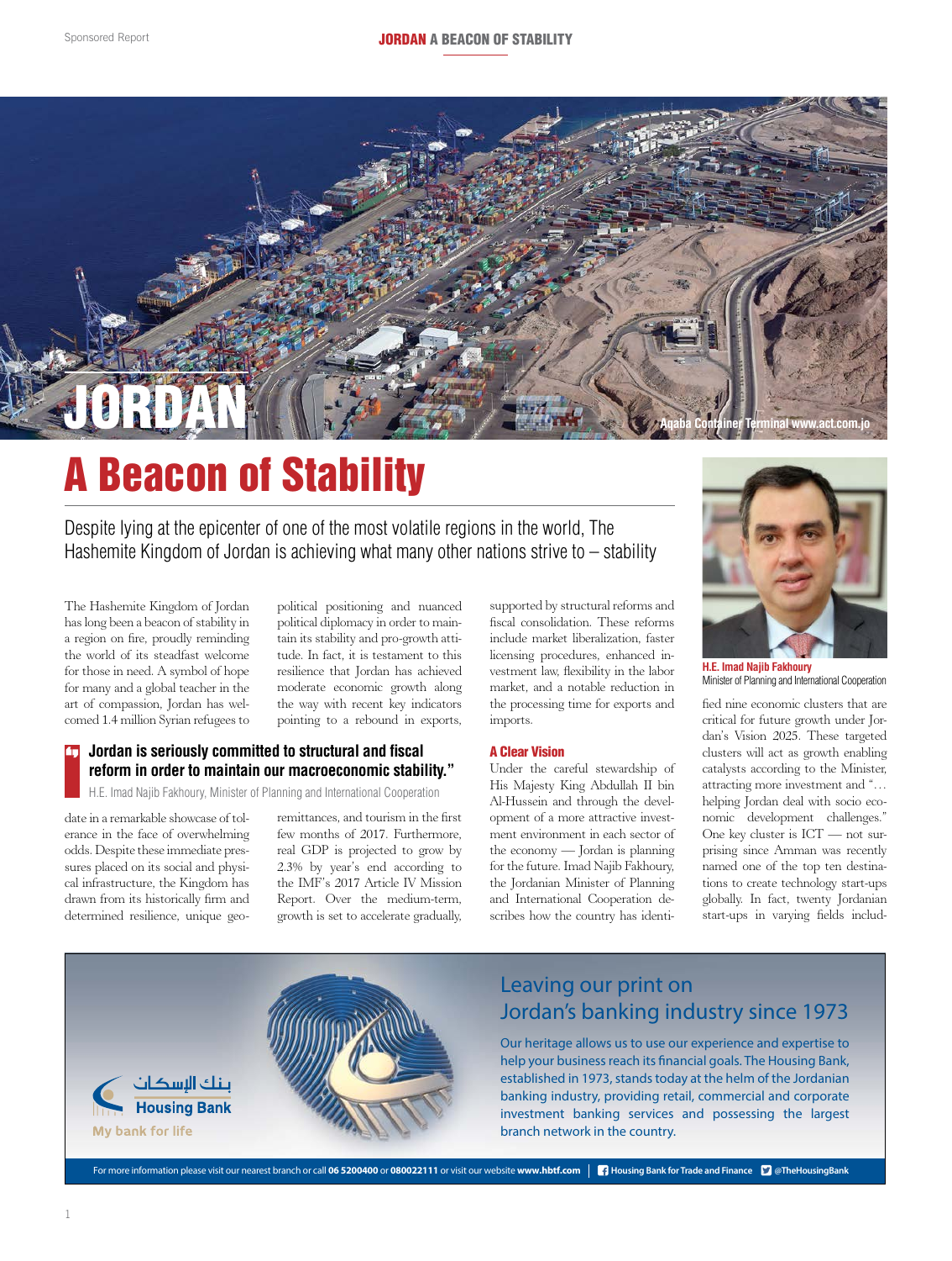# JORDAN

Aqaba Container Terminal www.act.com.jo

# A Beacon of Stability

Despite lying at the epicenter of one of the most volatile regions in the world, The Hashemite Kingdom of Jordan is achieving what many other nations strive to – stability

The Hashemite Kingdom of Jordan has long been a beacon of stability in a region on fire, proudly reminding the world of its steadfast welcome for those in need. A symbol of hope for many and a global teacher in the art of compassion, Jordan has welcomed 1.4 million Syrian refugees to date in a remarkable showcase of tolerance in the face of overwhelming odds. Despite these immediate pressures placed on its social and physical infrastructure, the Kingdom has drawn from its historically firm and determined resilience, unique geopolitical positioning and nuanced political diplomacy in order to maintain its stability and pro-growth attitude. In fact, it is testament to this resilience that Jordan has achieved moderate economic growth along the way with recent key indicators pointing to a rebound in exports, remittances, and tourism in the first few months of 2017. Furthermore, real GDP is projected to grow by 2.3% by year's end according to the IMF's 2017 Article IV Mission Report. Over the medium-term, growth is set to accelerate gradually, supported by structural reforms and fiscal consolidation. These reforms include market liberalization, faster licensing procedures, enhanced investment law, flexibility in the labor market, and a notable reduction in the processing time for exports and imports.

> **Jordan is seriously committed to structural and fiscal reform in order to maintain our macroeconomic stability."**
>
> H.E. Imad Najib Fakhoury, Minister of Planning and International Cooperation

### A Clear Vision

Under the careful stewardship of His Majesty King Abdullah II bin Al-Hussein and through the development of a more attractive investment environment in each sector of the economy — Jordan is planning for the future. Imad Najib Fakhoury, the Jordanian Minister of Planning and International Cooperation describes how the country has identified nine economic clusters that are critical for future growth under Jordan's Vision 2025. These targeted clusters will act as growth enabling catalysts according to the Minister, attracting more investment and "… helping Jordan deal with socio economic development challenges." One key cluster is ICT — not surprising since Amman was recently named one of the top ten destinations to create technology start-ups globally. In fact, twenty Jordanian start-ups in varying fields includ-

**H.E. Imad Najib Fakhoury**
Minister of Planning and International Cooperation

---

بنك الإسكان
**Housing Bank**
My bank for life

## Leaving our print on Jordan's banking industry since 1973

Our heritage allows us to use our experience and expertise to help your business reach its financial goals. The Housing Bank, established in 1973, stands today at the helm of the Jordanian banking industry, providing retail, commercial and corporate investment banking services and possessing the largest branch network in the country.

For more information please visit our nearest branch or call **06 5200400** or **080022111** or visit our website **www.hbtf.com** | **Housing Bank for Trade and Finance** | **@TheHousingBank**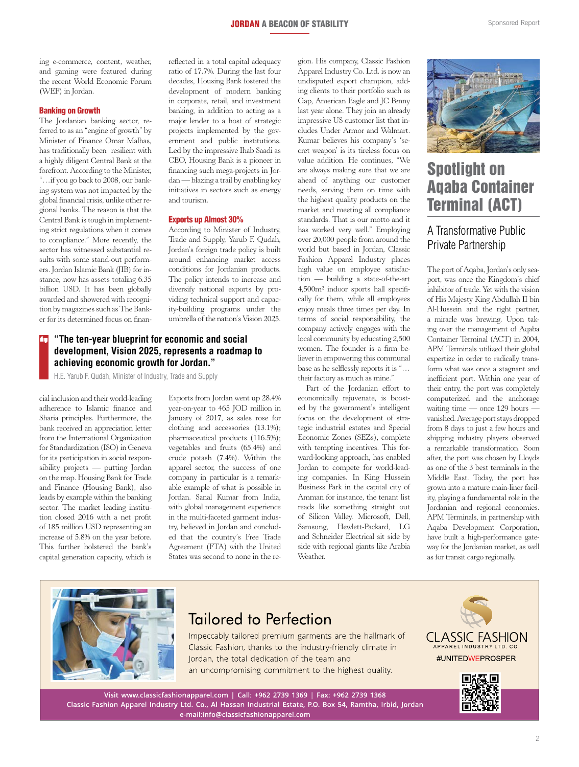ing e-commerce, content, weather, and gaming were featured during the recent World Economic Forum (WEF) in Jordan.

### Banking on Growth

The Jordanian banking sector, referred to as an "engine of growth" by Minister of Finance Omar Malhas, has traditionally been resilient with a highly diligent Central Bank at the forefront. According to the Minister, "…if you go back to 2008, our banking system was not impacted by the global financial crisis, unlike other regional banks. The reason is that the Central Bank is tough in implementing strict regulations when it comes to compliance." More recently, the sector has witnessed substantial results with some stand-out performers. Jordan Islamic Bank (JIB) for instance, now has assets totaling 6.35 billion USD. It has been globally awarded and showered with recognition by magazines such as The Banker for its determined focus on financial inclusion and their world-leading adherence to Islamic finance and Sharia principles. Furthermore, the bank received an appreciation letter from the International Organization for Standardization (ISO) in Geneva for its participation in social responsibility projects — putting Jordan on the map. Housing Bank for Trade and Finance (Housing Bank), also leads by example within the banking sector. The market leading institution closed 2016 with a net profit of 185 million USD representing an increase of 5.8% on the year before. This further bolstered the bank's capital generation capacity, which is reflected in a total capital adequacy ratio of 17.7%. During the last four decades, Housing Bank fostered the development of modern banking in corporate, retail, and investment banking, in addition to acting as a major lender to a host of strategic projects implemented by the government and public institutions. Led by the impressive Ihab Saadi as CEO, Housing Bank is a pioneer in financing such mega-projects in Jordan — blazing a trail by enabling key initiatives in sectors such as energy and tourism.

### Exports up Almost 30%

According to Minister of Industry, Trade and Supply, Yarub F. Qudah, Jordan's foreign trade policy is built around enhancing market access conditions for Jordanian products. The policy intends to increase and diversify national exports by providing technical support and capacity-building programs under the umbrella of the nation's Vision 2025.

> **"The ten-year blueprint for economic and social development, Vision 2025, represents a roadmap to achieving economic growth for Jordan."**
>
> H.E. Yarub F. Qudah, Minister of Industry, Trade and Supply

Exports from Jordan went up 28.4% year-on-year to 465 JOD million in January of 2017, as sales rose for clothing and accessories (13.1%); pharmaceutical products (116.5%); vegetables and fruits (65.4%) and crude potash (7.4%). Within the apparel sector, the success of one company in particular is a remarkable example of what is possible in Jordan. Sanal Kumar from India, with global management experience in the multi-faceted garment industry, believed in Jordan and concluded that the country's Free Trade Agreement (FTA) with the United States was second to none in the region. His company, Classic Fashion Apparel Industry Co. Ltd. is now an undisputed export champion, adding clients to their portfolio such as Gap, American Eagle and JC Penny last year alone. They join an already impressive US customer list that includes Under Armor and Walmart. Kumar believes his company's 'secret weapon' is its tireless focus on value addition. He continues, "We are always making sure that we are ahead of anything our customer needs, serving them on time with the highest quality products on the market and meeting all compliance standards. That is our motto and it has worked very well." Employing over 20,000 people from around the world but based in Jordan, Classic Fashion Apparel Industry places high value on employee satisfaction — building a state-of-the-art 4,500m² indoor sports hall specifically for them, while all employees enjoy meals three times per day. In terms of social responsibility, the company actively engages with the local community by educating 2,500 women. The founder is a firm believer in empowering this communal base as he selflessly reports it is "…their factory as much as mine."

Part of the Jordanian effort to economically rejuvenate, is boosted by the government's intelligent focus on the development of strategic industrial estates and Special Economic Zones (SEZs), complete with tempting incentives. This forward-looking approach, has enabled Jordan to compete for world-leading companies. In King Hussein Business Park in the capital city of Amman for instance, the tenant list reads like something straight out of Silicon Valley. Microsoft, Dell, Samsung, Hewlett-Packard, LG and Schneider Electrical sit side by side with regional giants like Arabia Weather.

## Spotlight on Aqaba Container Terminal (ACT)

### A Transformative Public Private Partnership

The port of Aqaba, Jordan's only seaport, was once the Kingdom's chief inhibitor of trade. Yet with the vision of His Majesty King Abdullah II bin Al-Hussein and the right partner, a miracle was brewing. Upon taking over the management of Aqaba Container Terminal (ACT) in 2004, APM Terminals utilized their global expertize in order to radically transform what was once a stagnant and inefficient port. Within one year of their entry, the port was completely computerized and the anchorage waiting time — once 129 hours — vanished. Average port stays dropped from 8 days to just a few hours and shipping industry players observed a remarkable transformation. Soon after, the port was chosen by Lloyds as one of the 3 best terminals in the Middle East. Today, the port has grown into a mature main-liner facility, playing a fundamental role in the Jordanian and regional economies. APM Terminals, in partnership with Aqaba Development Corporation, have built a high-performance gateway for the Jordanian market, as well as for transit cargo regionally.

---

## Tailored to Perfection

Impeccably tailored premium garments are the hallmark of Classic Fashion, thanks to the industry-friendly climate in Jordan, the total dedication of the team and an uncompromising commitment to the highest quality.

CLASSIC FASHION
APPAREL INDUSTRY LTD. CO.
#UNITEDWEPROSPER

Visit www.classicfashionapparel.com | Call: +962 2739 1369 | Fax: +962 2739 1368
Classic Fashion Apparel Industry Ltd. Co., Al Hassan Industrial Estate, P.O. Box 54, Ramtha, Irbid, Jordan
e-mail:info@classicfashionapparel.com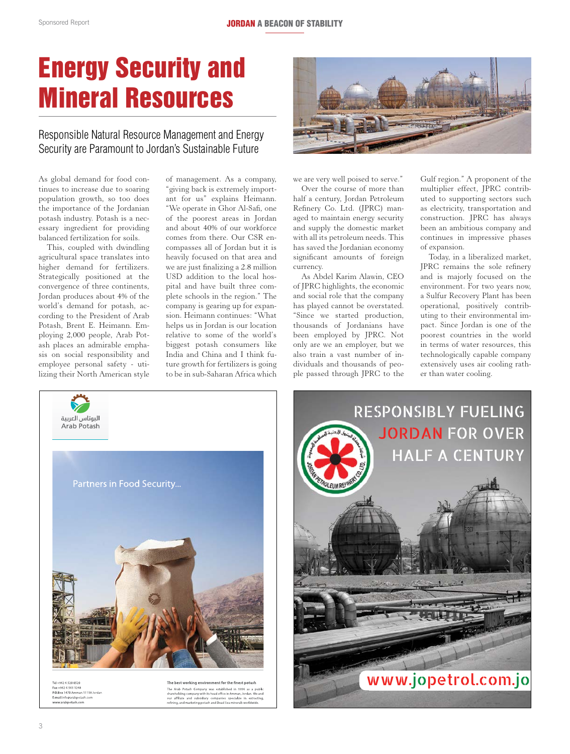# Energy Security and Mineral Resources

## Responsible Natural Resource Management and Energy Security are Paramount to Jordan's Sustainable Future

As global demand for food continues to increase due to soaring population growth, so too does the importance of the Jordanian potash industry. Potash is a necessary ingredient for providing balanced fertilization for soils.

This, coupled with dwindling agricultural space translates into higher demand for fertilizers. Strategically positioned at the convergence of three continents, Jordan produces about 4% of the world's demand for potash, according to the President of Arab Potash, Brent E. Heimann. Employing 2,000 people, Arab Potash places an admirable emphasis on social responsibility and employee personal safety - utilizing their North American style of management. As a company, "giving back is extremely important for us" explains Heimann. "We operate in Ghor Al-Safi, one of the poorest areas in Jordan and about 40% of our workforce comes from there. Our CSR encompasses all of Jordan but it is heavily focused on that area and we are just finalizing a 2.8 million USD addition to the local hospital and have built three complete schools in the region." The company is gearing up for expansion. Heimann continues: "What helps us in Jordan is our location relative to some of the world's biggest potash consumers like India and China and I think future growth for fertilizers is going to be in sub-Saharan Africa which we are very well poised to serve."

Over the course of more than half a century, Jordan Petroleum Refinery Co. Ltd. (JPRC) managed to maintain energy security and supply the domestic market with all its petroleum needs. This has saved the Jordanian economy significant amounts of foreign currency.

As Abdel Karim Alawin, CEO of JPRC highlights, the economic and social role that the company has played cannot be overstated. "Since we started production, thousands of Jordanians have been employed by JPRC. Not only are we an employer, but we also train a vast number of individuals and thousands of people passed through JPRC to the Gulf region." A proponent of the multiplier effect, JPRC contributed to supporting sectors such as electricity, transportation and construction. JPRC has always been an ambitious company and continues in impressive phases of expansion.

Today, in a liberalized market, JPRC remains the sole refinery and is majorly focused on the environment. For two years now, a Sulfur Recovery Plant has been operational, positively contributing to their environmental impact. Since Jordan is one of the poorest countries in the world in terms of water resources, this technologically capable company extensively uses air cooling rather than water cooling.

البوتاس العربية
Arab Potash

Partners in Food Security...

Tel +962 6 520 0520
Fax +962 6 565 1248
P.O.Box 1470 Amman 11118 Jordan
E-mail info@arabpotash.com
www.arabpotash.com

**The best working environment for the finest potash**

The Arab Potash Company was established in 1956 as a public shareholding company with its head office in Amman, Jordan. We and our affiliate and subsidiary companies specialize in extracting, refining, and marketing potash and Dead Sea minerals worldwide.

RESPONSIBLY FUELING JORDAN FOR OVER HALF A CENTURY

www.jopetrol.com.jo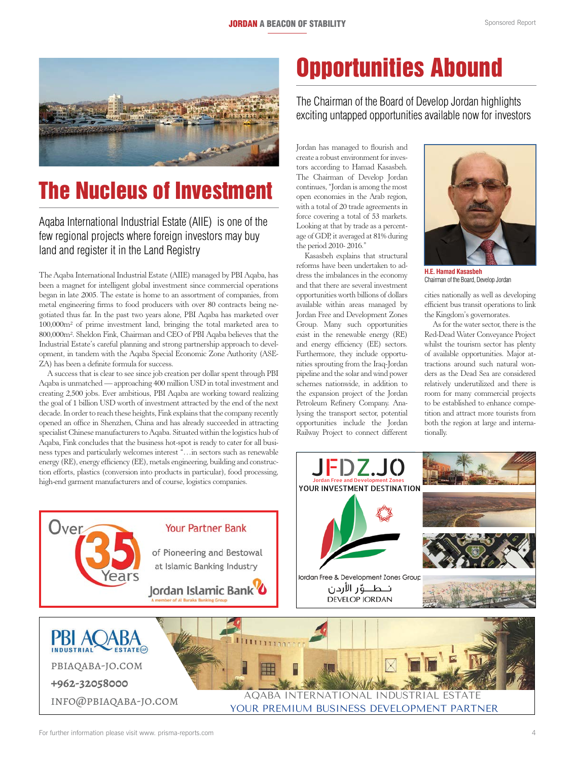# The Nucleus of Investment

Aqaba International Industrial Estate (AIIE) is one of the few regional projects where foreign investors may buy land and register it in the Land Registry

The Aqaba International Industrial Estate (AIIE) managed by PBI Aqaba, has been a magnet for intelligent global investment since commercial operations began in late 2005. The estate is home to an assortment of companies, from metal engineering firms to food producers with over 80 contracts being negotiated thus far. In the past two years alone, PBI Aqaba has marketed over 100,000m$^2$ of prime investment land, bringing the total marketed area to 800,000m$^2$. Sheldon Fink, Chairman and CEO of PBI Aqaba believes that the Industrial Estate's careful planning and strong partnership approach to development, in tandem with the Aqaba Special Economic Zone Authority (ASEZA) has been a definite formula for success.

A success that is clear to see since job creation per dollar spent through PBI Aqaba is unmatched — approaching 400 million USD in total investment and creating 2,500 jobs. Ever ambitious, PBI Aqaba are working toward realizing the goal of 1 billion USD worth of investment attracted by the end of the next decade. In order to reach these heights, Fink explains that the company recently opened an office in Shenzhen, China and has already succeeded in attracting specialist Chinese manufacturers to Aqaba. Situated within the logistics hub of Aqaba, Fink concludes that the business hot-spot is ready to cater for all business types and particularly welcomes interest "…in sectors such as renewable energy (RE), energy efficiency (EE), metals engineering, building and construction efforts, plastics (conversion into products in particular), food processing, high-end garment manufacturers and of course, logistics companies.

# Opportunities Abound

The Chairman of the Board of Develop Jordan highlights exciting untapped opportunities available now for investors

Jordan has managed to flourish and create a robust environment for investors according to Hamad Kasasbeh. The Chairman of Develop Jordan continues, "Jordan is among the most open economies in the Arab region, with a total of 20 trade agreements in force covering a total of 53 markets. Looking at that by trade as a percentage of GDP, it averaged at 81% during the period 2010- 2016."

Kasasbeh explains that structural reforms have been undertaken to address the imbalances in the economy and that there are several investment opportunities worth billions of dollars available within areas managed by Jordan Free and Development Zones Group. Many such opportunities exist in the renewable energy (RE) and energy efficiency (EE) sectors. Furthermore, they include opportunities sprouting from the Iraq-Jordan pipeline and the solar and wind power schemes nationwide, in addition to the expansion project of the Jordan Petroleum Refinery Company. Analysing the transport sector, potential opportunities include the Jordan Railway Project to connect different cities nationally as well as developing efficient bus transit operations to link the Kingdom's governorates.

**H.E. Hamad Kasasbeh**
Chairman of the Board, Develop Jordan

As for the water sector, there is the Red-Dead Water Conveyance Project whilst the tourism sector has plenty of available opportunities. Major attractions around such natural wonders as the Dead Sea are considered relatively underutilized and there is room for many commercial projects to be established to enhance competition and attract more tourists from both the region at large and internationally.

Over 35 Years
Your Partner Bank
of Pioneering and Bestowal at Islamic Banking Industry
Jordan Islamic Bank
A member of Al Baraka Banking Group

JFDZ.JO
Jordan Free and Development Zones
YOUR INVESTMENT DESTINATION
Jordan Free & Development Zones Group
تـطـوّر الأردن
DEVELOP JORDAN

PBI AQABA INDUSTRIAL ESTATE
PBIAQABA-JO.COM
+962-32058000
INFO@PBIAQABA-JO.COM
AQABA INTERNATIONAL INDUSTRIAL ESTATE
YOUR PREMIUM BUSINESS DEVELOPMENT PARTNER